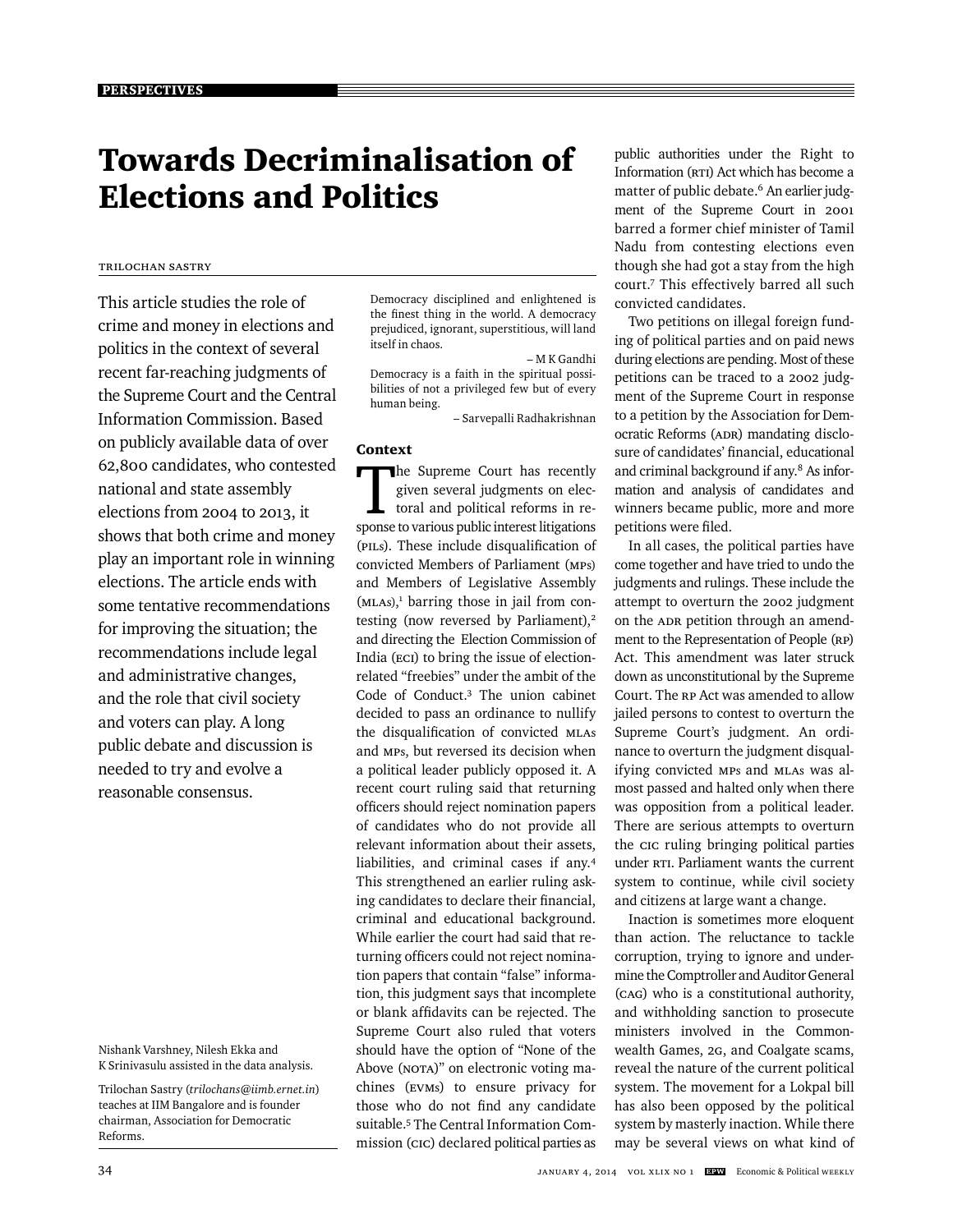# Towards Decriminalisation of Elections and Politics

Trilochan Sastry

This article studies the role of crime and money in elections and politics in the context of several recent far-reaching judgments of the Supreme Court and the Central Information Commission. Based on publicly available data of over 62,800 candidates, who contested national and state assembly elections from 2004 to 2013, it shows that both crime and money play an important role in winning elections. The article ends with some tentative recommendations for improving the situation; the recommendations include legal and administrative changes, and the role that civil society and voters can play. A long public debate and discussion is needed to try and evolve a reasonable consensus.

Nishank Varshney, Nilesh Ekka and K Srinivasulu assisted in the data analysis.

Trilochan Sastry (*trilochans@iimb.ernet.in*) teaches at IIM Bangalore and is founder chairman, Association for Democratic Reforms.

> Democracy disciplined and enlightened is the finest thing in the world. A democracy prejudiced, ignorant, superstitious, will land itself in chaos.
>
> – M K Gandhi
>
> Democracy is a faith in the spiritual possibilities of not a privileged few but of every human being.
>
> – Sarvepalli Radhakrishnan

## Context

The Supreme Court has recently given several judgments on electoral and political reforms in response to various public interest litigations (PILs). These include disqualification of convicted Members of Parliament (MPs) and Members of Legislative Assembly (MLAs),[1] barring those in jail from contesting (now reversed by Parliament),[2] and directing the Election Commission of India (ECI) to bring the issue of election-related "freebies" under the ambit of the Code of Conduct.[3] The union cabinet decided to pass an ordinance to nullify the disqualification of convicted MLAs and MPs, but reversed its decision when a political leader publicly opposed it. A recent court ruling said that returning officers should reject nomination papers of candidates who do not provide all relevant information about their assets, liabilities, and criminal cases if any.[4] This strengthened an earlier ruling asking candidates to declare their financial, criminal and educational background. While earlier the court had said that returning officers could not reject nomination papers that contain "false" information, this judgment says that incomplete or blank affidavits can be rejected. The Supreme Court also ruled that voters should have the option of "None of the Above (NOTA)" on electronic voting machines (EVMs) to ensure privacy for those who do not find any candidate suitable.[5] The Central Information Commission (CIC) declared political parties as public authorities under the Right to Information (RTI) Act which has become a matter of public debate.[6] An earlier judgment of the Supreme Court in 2001 barred a former chief minister of Tamil Nadu from contesting elections even though she had got a stay from the high court.[7] This effectively barred all such convicted candidates.

Two petitions on illegal foreign funding of political parties and on paid news during elections are pending. Most of these petitions can be traced to a 2002 judgment of the Supreme Court in response to a petition by the Association for Democratic Reforms (ADR) mandating disclosure of candidates' financial, educational and criminal background if any.[8] As information and analysis of candidates and winners became public, more and more petitions were filed.

In all cases, the political parties have come together and have tried to undo the judgments and rulings. These include the attempt to overturn the 2002 judgment on the ADR petition through an amendment to the Representation of People (RP) Act. This amendment was later struck down as unconstitutional by the Supreme Court. The RP Act was amended to allow jailed persons to contest to overturn the Supreme Court's judgment. An ordinance to overturn the judgment disqualifying convicted MPs and MLAs was almost passed and halted only when there was opposition from a political leader. There are serious attempts to overturn the CIC ruling bringing political parties under RTI. Parliament wants the current system to continue, while civil society and citizens at large want a change.

Inaction is sometimes more eloquent than action. The reluctance to tackle corruption, trying to ignore and undermine the Comptroller and Auditor General (CAG) who is a constitutional authority, and withholding sanction to prosecute ministers involved in the Commonwealth Games, 2G, and Coalgate scams, reveal the nature of the current political system. The movement for a Lokpal bill has also been opposed by the political system by masterly inaction. While there may be several views on what kind of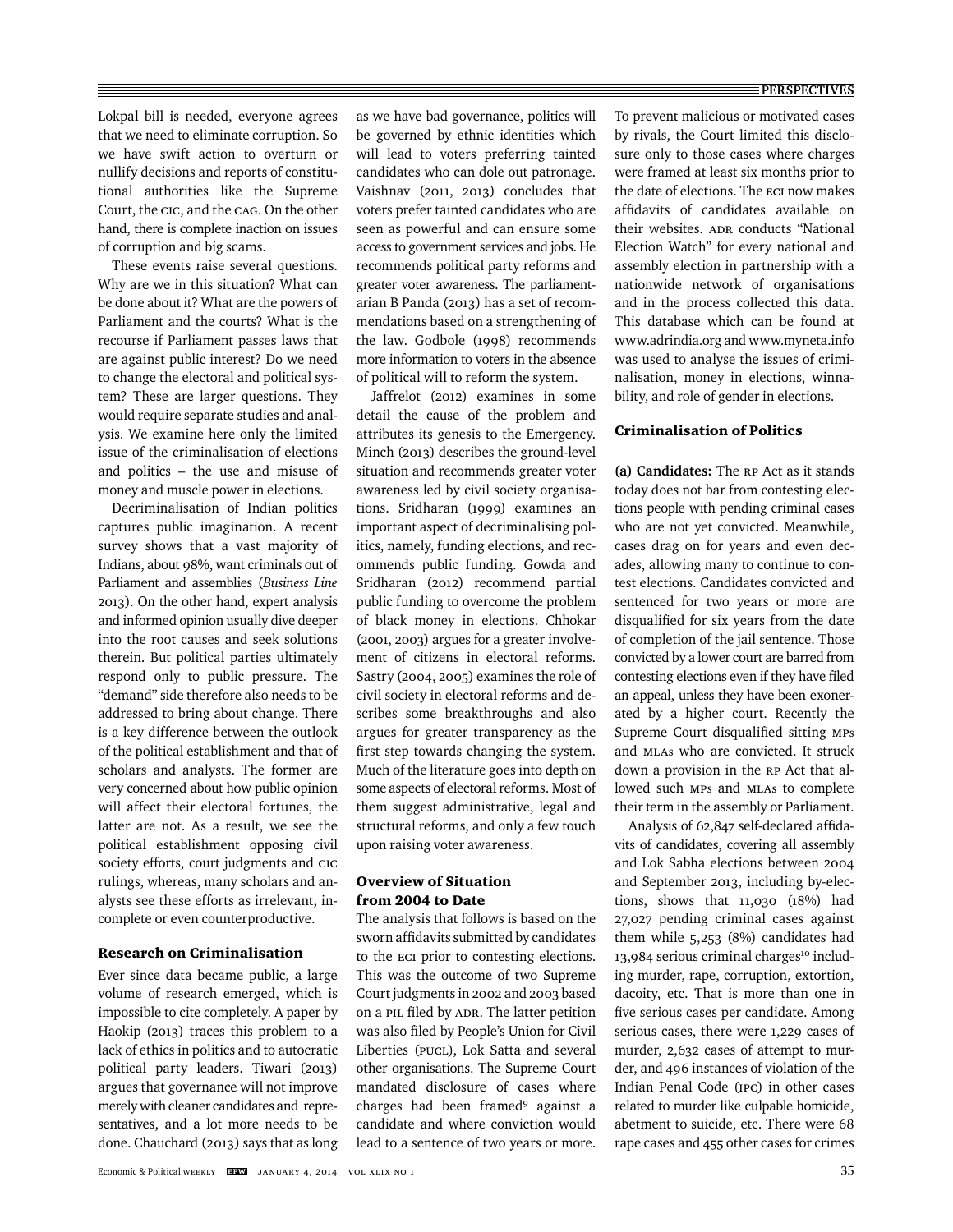Lokpal bill is needed, everyone agrees that we need to eliminate corruption. So we have swift action to overturn or nullify decisions and reports of constitutional authorities like the Supreme Court, the CIC, and the CAG. On the other hand, there is complete inaction on issues of corruption and big scams.

These events raise several questions. Why are we in this situation? What can be done about it? What are the powers of Parliament and the courts? What is the recourse if Parliament passes laws that are against public interest? Do we need to change the electoral and political system? These are larger questions. They would require separate studies and analysis. We examine here only the limited issue of the criminalisation of elections and politics – the use and misuse of money and muscle power in elections.

Decriminalisation of Indian politics captures public imagination. A recent survey shows that a vast majority of Indians, about 98%, want criminals out of Parliament and assemblies (*Business Line* 2013). On the other hand, expert analysis and informed opinion usually dive deeper into the root causes and seek solutions therein. But political parties ultimately respond only to public pressure. The "demand" side therefore also needs to be addressed to bring about change. There is a key difference between the outlook of the political establishment and that of scholars and analysts. The former are very concerned about how public opinion will affect their electoral fortunes, the latter are not. As a result, we see the political establishment opposing civil society efforts, court judgments and CIC rulings, whereas, many scholars and analysts see these efforts as irrelevant, incomplete or even counterproductive.

## Research on Criminalisation

Ever since data became public, a large volume of research emerged, which is impossible to cite completely. A paper by Haokip (2013) traces this problem to a lack of ethics in politics and to autocratic political party leaders. Tiwari (2013) argues that governance will not improve merely with cleaner candidates and representatives, and a lot more needs to be done. Chauchard (2013) says that as long as we have bad governance, politics will be governed by ethnic identities which will lead to voters preferring tainted candidates who can dole out patronage. Vaishnav (2011, 2013) concludes that voters prefer tainted candidates who are seen as powerful and can ensure some access to government services and jobs. He recommends political party reforms and greater voter awareness. The parliamentarian B Panda (2013) has a set of recommendations based on a strengthening of the law. Godbole (1998) recommends more information to voters in the absence of political will to reform the system.

Jaffrelot (2012) examines in some detail the cause of the problem and attributes its genesis to the Emergency. Minch (2013) describes the ground-level situation and recommends greater voter awareness led by civil society organisations. Sridharan (1999) examines an important aspect of decriminalising politics, namely, funding elections, and recommends public funding. Gowda and Sridharan (2012) recommend partial public funding to overcome the problem of black money in elections. Chhokar (2001, 2003) argues for a greater involvement of citizens in electoral reforms. Sastry (2004, 2005) examines the role of civil society in electoral reforms and describes some breakthroughs and also argues for greater transparency as the first step towards changing the system. Much of the literature goes into depth on some aspects of electoral reforms. Most of them suggest administrative, legal and structural reforms, and only a few touch upon raising voter awareness.

## Overview of Situation from 2004 to Date

The analysis that follows is based on the sworn affidavits submitted by candidates to the ECI prior to contesting elections. This was the outcome of two Supreme Court judgments in 2002 and 2003 based on a PIL filed by ADR. The latter petition was also filed by People's Union for Civil Liberties (PUCL), Lok Satta and several other organisations. The Supreme Court mandated disclosure of cases where charges had been framed[9] against a candidate and where conviction would lead to a sentence of two years or more. To prevent malicious or motivated cases by rivals, the Court limited this disclosure only to those cases where charges were framed at least six months prior to the date of elections. The ECI now makes affidavits of candidates available on their websites. ADR conducts "National Election Watch" for every national and assembly election in partnership with a nationwide network of organisations and in the process collected this data. This database which can be found at www.adrindia.org and www.myneta.info was used to analyse the issues of criminalisation, money in elections, winnability, and role of gender in elections.

## Criminalisation of Politics

**(a) Candidates:** The RP Act as it stands today does not bar from contesting elections people with pending criminal cases who are not yet convicted. Meanwhile, cases drag on for years and even decades, allowing many to continue to contest elections. Candidates convicted and sentenced for two years or more are disqualified for six years from the date of completion of the jail sentence. Those convicted by a lower court are barred from contesting elections even if they have filed an appeal, unless they have been exonerated by a higher court. Recently the Supreme Court disqualified sitting MPs and MLAs who are convicted. It struck down a provision in the RP Act that allowed such MPs and MLAs to complete their term in the assembly or Parliament.

Analysis of 62,847 self-declared affidavits of candidates, covering all assembly and Lok Sabha elections between 2004 and September 2013, including by-elections, shows that 11,030 (18%) had 27,027 pending criminal cases against them while 5,253 (8%) candidates had 13,984 serious criminal charges[10] including murder, rape, corruption, extortion, dacoity, etc. That is more than one in five serious cases per candidate. Among serious cases, there were 1,229 cases of murder, 2,632 cases of attempt to murder, and 496 instances of violation of the Indian Penal Code (IPC) in other cases related to murder like culpable homicide, abetment to suicide, etc. There were 68 rape cases and 455 other cases for crimes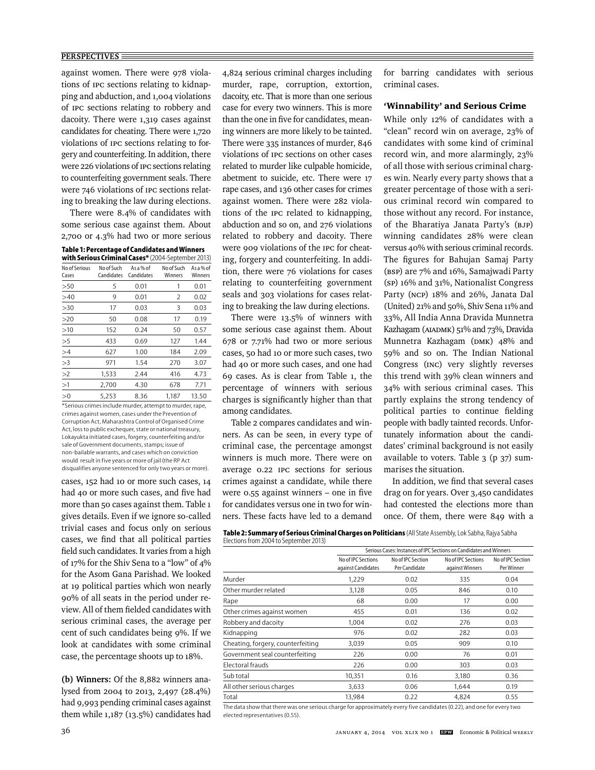against women. There were 978 violations of IPC sections relating to kidnapping and abduction, and 1,004 violations of IPC sections relating to robbery and dacoity. There were 1,319 cases against candidates for cheating. There were 1,720 violations of IPC sections relating to forgery and counterfeiting. In addition, there were 226 violations of IPC sections relating to counterfeiting government seals. There were 746 violations of IPC sections relating to breaking the law during elections.

There were 8.4% of candidates with some serious case against them. About 2,700 or 4.3% had two or more serious cases, 152 had 10 or more such cases, 14 had 40 or more such cases, and five had more than 50 cases against them. Table 1 gives details. Even if we ignore so-called trivial cases and focus only on serious cases, we find that all political parties field such candidates. It varies from a high of 17% for the Shiv Sena to a "low" of 4% for the Asom Gana Parishad. We looked at 19 political parties which won nearly 90% of all seats in the period under review. All of them fielded candidates with serious criminal cases, the average per cent of such candidates being 9%. If we look at candidates with some criminal case, the percentage shoots up to 18%.

**Table 1: Percentage of Candidates and Winners with Serious Criminal Cases*** (2004-September 2013)

| No of Serious Cases | No of Such Candidates | As a % of Candidates | No of Such Winners | As a % of Winners |
|---|---|---|---|---|
| >50 | 5 | 0.01 | 1 | 0.01 |
| >40 | 9 | 0.01 | 2 | 0.02 |
| >30 | 17 | 0.03 | 3 | 0.03 |
| >20 | 50 | 0.08 | 17 | 0.19 |
| >10 | 152 | 0.24 | 50 | 0.57 |
| >5 | 433 | 0.69 | 127 | 1.44 |
| >4 | 627 | 1.00 | 184 | 2.09 |
| >3 | 971 | 1.54 | 270 | 3.07 |
| >2 | 1,533 | 2.44 | 416 | 4.73 |
| >1 | 2,700 | 4.30 | 678 | 7.71 |
| >0 | 5,253 | 8.36 | 1,187 | 13.50 |

*Serious crimes include murder, attempt to murder, rape, crimes against women, cases under the Prevention of Corruption Act, Maharashtra Control of Organised Crime Act, loss to public exchequer, state or national treasury, Lokayukta initiated cases, forgery, counterfeiting and/or sale of Government documents, stamps; issue of non-bailable warrants, and cases which on conviction would result in five years or more of jail (the RP Act disqualifies anyone sentenced for only two years or more).

**(b) Winners:** Of the 8,882 winners analysed from 2004 to 2013, 2,497 (28.4%) had 9,993 pending criminal cases against them while 1,187 (13.5%) candidates had 4,824 serious criminal charges including murder, rape, corruption, extortion, dacoity, etc. That is more than one serious case for every two winners. This is more than the one in five for candidates, meaning winners are more likely to be tainted. There were 335 instances of murder, 846 violations of IPC sections on other cases related to murder like culpable homicide, abetment to suicide, etc. There were 17 rape cases, and 136 other cases for crimes against women. There were 282 violations of the IPC related to kidnapping, abduction and so on, and 276 violations related to robbery and dacoity. There were 909 violations of the IPC for cheating, forgery and counterfeiting. In addition, there were 76 violations for cases relating to counterfeiting government seals and 303 violations for cases relating to breaking the law during elections.

There were 13.5% of winners with some serious case against them. About 678 or 7.71% had two or more serious cases, 50 had 10 or more such cases, two had 40 or more such cases, and one had 69 cases. As is clear from Table 1, the percentage of winners with serious charges is significantly higher than that among candidates.

Table 2 compares candidates and winners. As can be seen, in every type of criminal case, the percentage amongst winners is much more. There were on average 0.22 IPC sections for serious crimes against a candidate, while there were 0.55 against winners – one in five for candidates versus one in two for winners. These facts have led to a demand for barring candidates with serious criminal cases.

### 'Winnability' and Serious Crime

While only 12% of candidates with a "clean" record win on average, 23% of candidates with some kind of criminal record win, and more alarmingly, 23% of all those with serious criminal charges win. Nearly every party shows that a greater percentage of those with a serious criminal record win compared to those without any record. For instance, of the Bharatiya Janata Party's (BJP) winning candidates 28% were clean versus 40% with serious criminal records. The figures for Bahujan Samaj Party (BSP) are 7% and 16%, Samajwadi Party (SP) 16% and 31%, Nationalist Congress Party (NCP) 18% and 26%, Janata Dal (United) 21% and 50%, Shiv Sena 11% and 33%, All India Anna Dravida Munnetra Kazhagam (AIADMK) 51% and 73%, Dravida Munnetra Kazhagam (DMK) 48% and 59% and so on. The Indian National Congress (INC) very slightly reverses this trend with 39% clean winners and 34% with serious criminal cases. This partly explains the strong tendency of political parties to continue fielding people with badly tainted records. Unfortunately information about the candidates' criminal background is not easily available to voters. Table 3 (p 37) summarises the situation.

In addition, we find that several cases drag on for years. Over 3,450 candidates had contested the elections more than once. Of them, there were 849 with a

**Table 2: Summary of Serious Criminal Charges on Politicians** (All State Assembly, Lok Sabha, Rajya Sabha Elections from 2004 to September 2013)

| | Serious Cases: Instances of IPC Sections on Candidates and Winners | | | |
|---|---|---|---|---|
| | No of IPC Sections against Candidates | No of IPC Section Per Candidate | No of IPC Sections against Winners | No of IPC Section Per Winner |
| Murder | 1,229 | 0.02 | 335 | 0.04 |
| Other murder related | 3,128 | 0.05 | 846 | 0.10 |
| Rape | 68 | 0.00 | 17 | 0.00 |
| Other crimes against women | 455 | 0.01 | 136 | 0.02 |
| Robbery and dacoity | 1,004 | 0.02 | 276 | 0.03 |
| Kidnapping | 976 | 0.02 | 282 | 0.03 |
| Cheating, forgery, counterfeiting | 3,039 | 0.05 | 909 | 0.10 |
| Government seal counterfeiting | 226 | 0.00 | 76 | 0.01 |
| Electoral frauds | 226 | 0.00 | 303 | 0.03 |
| Sub total | 10,351 | 0.16 | 3,180 | 0.36 |
| All other serious charges | 3,633 | 0.06 | 1,644 | 0.19 |
| Total | 13,984 | 0.22 | 4,824 | 0.55 |

The data show that there was one serious charge for approximately every five candidates (0.22), and one for every two elected representatives (0.55).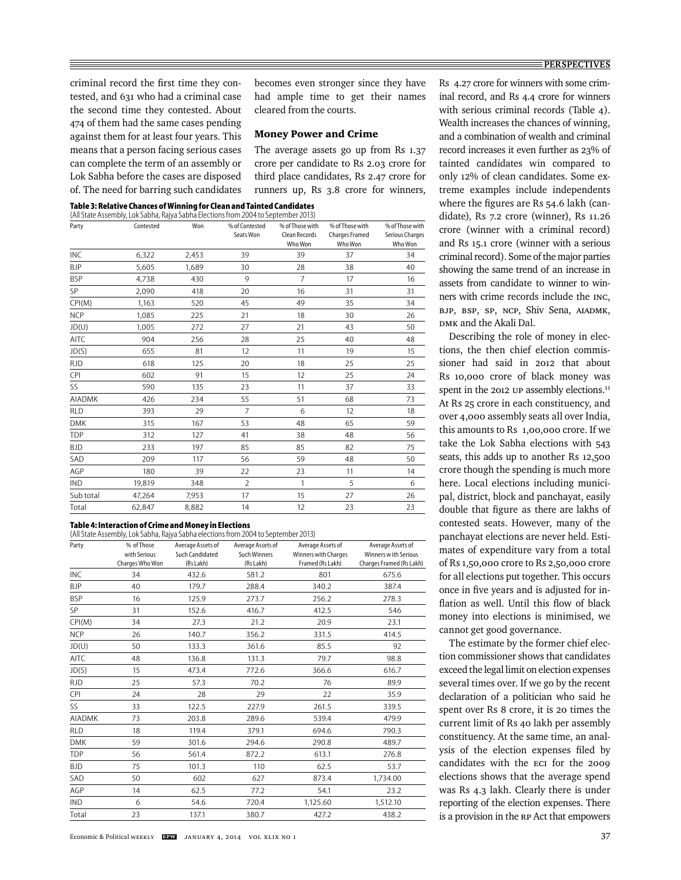criminal record the first time they contested, and 631 who had a criminal case the second time they contested. About 474 of them had the same cases pending against them for at least four years. This means that a person facing serious cases can complete the term of an assembly or Lok Sabha before the cases are disposed of. The need for barring such candidates becomes even stronger since they have had ample time to get their names cleared from the courts.

### Money Power and Crime

The average assets go up from Rs 1.37 crore per candidate to Rs 2.03 crore for third place candidates, Rs 2.47 crore for runners up, Rs 3.8 crore for winners, Rs 4.27 crore for winners with some criminal record, and Rs 4.4 crore for winners with serious criminal records (Table 4). Wealth increases the chances of winning, and a combination of wealth and criminal record increases it even further as 23% of tainted candidates win compared to only 12% of clean candidates. Some extreme examples include independents where the figures are Rs 54.6 lakh (candidate), Rs 7.2 crore (winner), Rs 11.26 crore (winner with a criminal record) and Rs 15.1 crore (winner with a serious criminal record). Some of the major parties showing the same trend of an increase in assets from candidate to winner to winners with crime records include the INC, BJP, BSP, SP, NCP, Shiv Sena, AIADMK, DMK and the Akali Dal.

**Table 3: Relative Chances of Winning for Clean and Tainted Candidates**
(All State Assembly, Lok Sabha, Rajya Sabha Elections from 2004 to September 2013)

| Party | Contested | Won | % of Contested Seats Won | % of Those with Clean Records Who Won | % of Those with Charges Framed Who Won | % of Those with Serious Charges Who Won |
|---|---|---|---|---|---|---|
| INC | 6,322 | 2,453 | 39 | 39 | 37 | 34 |
| BJP | 5,605 | 1,689 | 30 | 28 | 38 | 40 |
| BSP | 4,738 | 430 | 9 | 7 | 17 | 16 |
| SP | 2,090 | 418 | 20 | 16 | 31 | 31 |
| CPI(M) | 1,163 | 520 | 45 | 49 | 35 | 34 |
| NCP | 1,085 | 225 | 21 | 18 | 30 | 26 |
| JD(U) | 1,005 | 272 | 27 | 21 | 43 | 50 |
| AITC | 904 | 256 | 28 | 25 | 40 | 48 |
| JD(S) | 655 | 81 | 12 | 11 | 19 | 15 |
| RJD | 618 | 125 | 20 | 18 | 25 | 25 |
| CPI | 602 | 91 | 15 | 12 | 25 | 24 |
| SS | 590 | 135 | 23 | 11 | 37 | 33 |
| AIADMK | 426 | 234 | 55 | 51 | 68 | 73 |
| RLD | 393 | 29 | 7 | 6 | 12 | 18 |
| DMK | 315 | 167 | 53 | 48 | 65 | 59 |
| TDP | 312 | 127 | 41 | 38 | 48 | 56 |
| BJD | 233 | 197 | 85 | 85 | 82 | 75 |
| SAD | 209 | 117 | 56 | 59 | 48 | 50 |
| AGP | 180 | 39 | 22 | 23 | 11 | 14 |
| IND | 19,819 | 348 | 2 | 1 | 5 | 6 |
| Sub total | 47,264 | 7,953 | 17 | 15 | 27 | 26 |
| Total | 62,847 | 8,882 | 14 | 12 | 23 | 23 |

**Table 4: Interaction of Crime and Money in Elections**
(All State Assembly, Lok Sabha, Rajya Sabha elections from 2004 to September 2013)

| Party | % of Those with Serious Charges Who Won | Average Assets of Such Candidated (Rs Lakh) | Average Assets of Such Winners (Rs Lakh) | Average Assets of Winners with Charges Framed (Rs Lakh) | Average Assets of Winners with Serious Charges Framed (Rs Lakh) |
|---|---|---|---|---|---|
| INC | 34 | 432.6 | 581.2 | 801 | 675.6 |
| BJP | 40 | 179.7 | 288.4 | 340.2 | 387.4 |
| BSP | 16 | 125.9 | 273.7 | 256.2 | 278.3 |
| SP | 31 | 152.6 | 416.7 | 412.5 | 546 |
| CPI(M) | 34 | 27.3 | 21.2 | 20.9 | 23.1 |
| NCP | 26 | 140.7 | 356.2 | 331.5 | 414.5 |
| JD(U) | 50 | 133.3 | 361.6 | 85.5 | 92 |
| AITC | 48 | 136.8 | 131.3 | 79.7 | 98.8 |
| JD(S) | 15 | 473.4 | 772.6 | 366.6 | 616.7 |
| RJD | 25 | 57.3 | 70.2 | 76 | 89.9 |
| CPI | 24 | 28 | 29 | 22 | 35.9 |
| SS | 33 | 122.5 | 227.9 | 261.5 | 339.5 |
| AIADMK | 73 | 203.8 | 289.6 | 539.4 | 479.9 |
| RLD | 18 | 119.4 | 379.1 | 694.6 | 790.3 |
| DMK | 59 | 301.6 | 294.6 | 290.8 | 489.7 |
| TDP | 56 | 561.4 | 872.2 | 613.1 | 276.8 |
| BJD | 75 | 101.3 | 110 | 62.5 | 53.7 |
| SAD | 50 | 602 | 627 | 873.4 | 1,734.00 |
| AGP | 14 | 62.5 | 77.2 | 54.1 | 23.2 |
| IND | 6 | 54.6 | 720.4 | 1,125.60 | 1,512.10 |
| Total | 23 | 137.1 | 380.7 | 427.2 | 438.2 |

Describing the role of money in elections, the then chief election commissioner had said in 2012 that about Rs 10,000 crore of black money was spent in the 2012 UP assembly elections.[11] At Rs 25 crore in each constituency, and over 4,000 assembly seats all over India, this amounts to Rs 1,00,000 crore. If we take the Lok Sabha elections with 543 seats, this adds up to another Rs 12,500 crore though the spending is much more here. Local elections including municipal, district, block and panchayat, easily double that figure as there are lakhs of contested seats. However, many of the panchayat elections are never held. Estimates of expenditure vary from a total of Rs 1,50,000 crore to Rs 2,50,000 crore for all elections put together. This occurs once in five years and is adjusted for inflation as well. Until this flow of black money into elections is minimised, we cannot get good governance.

The estimate by the former chief election commissioner shows that candidates exceed the legal limit on election expenses several times over. If we go by the recent declaration of a politician who said he spent over Rs 8 crore, it is 20 times the current limit of Rs 40 lakh per assembly constituency. At the same time, an analysis of the election expenses filed by candidates with the ECI for the 2009 elections shows that the average spend was Rs 4.3 lakh. Clearly there is under reporting of the election expenses. There is a provision in the RP Act that empowers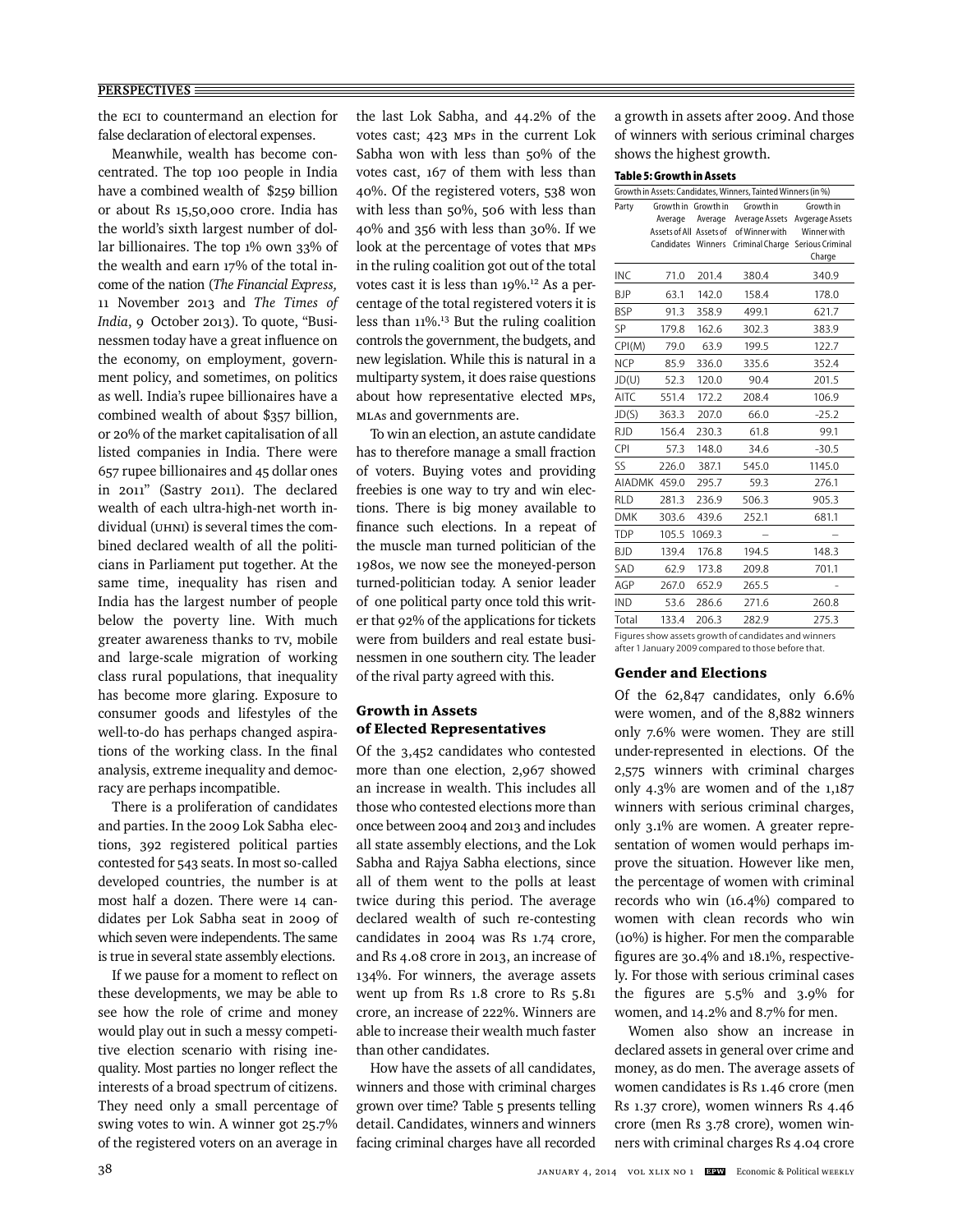the ECI to countermand an election for false declaration of electoral expenses.

Meanwhile, wealth has become concentrated. The top 100 people in India have a combined wealth of $259 billion or about Rs 15,50,000 crore. India has the world's sixth largest number of dollar billionaires. The top 1% own 33% of the wealth and earn 17% of the total income of the nation (*The Financial Express,* 11 November 2013 and *The Times of India*, 9 October 2013). To quote, "Businessmen today have a great influence on the economy, on employment, government policy, and sometimes, on politics as well. India's rupee billionaires have a combined wealth of about $357 billion, or 20% of the market capitalisation of all listed companies in India. There were 657 rupee billionaires and 45 dollar ones in 2011" (Sastry 2011). The declared wealth of each ultra-high-net worth individual (UHNI) is several times the combined declared wealth of all the politicians in Parliament put together. At the same time, inequality has risen and India has the largest number of people below the poverty line. With much greater awareness thanks to TV, mobile and large-scale migration of working class rural populations, that inequality has become more glaring. Exposure to consumer goods and lifestyles of the well-to-do has perhaps changed aspirations of the working class. In the final analysis, extreme inequality and democracy are perhaps incompatible.

There is a proliferation of candidates and parties. In the 2009 Lok Sabha elections, 392 registered political parties contested for 543 seats. In most so-called developed countries, the number is at most half a dozen. There were 14 candidates per Lok Sabha seat in 2009 of which seven were independents. The same is true in several state assembly elections.

If we pause for a moment to reflect on these developments, we may be able to see how the role of crime and money would play out in such a messy competitive election scenario with rising inequality. Most parties no longer reflect the interests of a broad spectrum of citizens. They need only a small percentage of swing votes to win. A winner got 25.7% of the registered voters on an average in the last Lok Sabha, and 44.2% of the votes cast; 423 MPs in the current Lok Sabha won with less than 50% of the votes cast, 167 of them with less than 40%. Of the registered voters, 538 won with less than 50%, 506 with less than 40% and 356 with less than 30%. If we look at the percentage of votes that MPs in the ruling coalition got out of the total votes cast it is less than 19%.[12] As a percentage of the total registered voters it is less than 11%.[13] But the ruling coalition controls the government, the budgets, and new legislation. While this is natural in a multiparty system, it does raise questions about how representative elected MPs, MLAs and governments are.

To win an election, an astute candidate has to therefore manage a small fraction of voters. Buying votes and providing freebies is one way to try and win elections. There is big money available to finance such elections. In a repeat of the muscle man turned politician of the 1980s, we now see the moneyed-person turned-politician today. A senior leader of one political party once told this writer that 92% of the applications for tickets were from builders and real estate businessmen in one southern city. The leader of the rival party agreed with this.

## Growth in Assets of Elected Representatives

Of the 3,452 candidates who contested more than one election, 2,967 showed an increase in wealth. This includes all those who contested elections more than once between 2004 and 2013 and includes all state assembly elections, and the Lok Sabha and Rajya Sabha elections, since all of them went to the polls at least twice during this period. The average declared wealth of such re-contesting candidates in 2004 was Rs 1.74 crore, and Rs 4.08 crore in 2013, an increase of 134%. For winners, the average assets went up from Rs 1.8 crore to Rs 5.81 crore, an increase of 222%. Winners are able to increase their wealth much faster than other candidates.

How have the assets of all candidates, winners and those with criminal charges grown over time? Table 5 presents telling detail. Candidates, winners and winners facing criminal charges have all recorded a growth in assets after 2009. And those of winners with serious criminal charges shows the highest growth.

**Table 5: Growth in Assets**

Growth in Assets: Candidates, Winners, Tainted Winners (in %)

| Party | Growth in Average Assets of All Candidates | Growth in Average Assets of Winners | Growth in Average Assets of Winner with Criminal Charge | Growth in Avgerage Assets Winner with Serious Criminal Charge |
|---|---|---|---|---|
| INC | 71.0 | 201.4 | 380.4 | 340.9 |
| BJP | 63.1 | 142.0 | 158.4 | 178.0 |
| BSP | 91.3 | 358.9 | 499.1 | 621.7 |
| SP | 179.8 | 162.6 | 302.3 | 383.9 |
| CPI(M) | 79.0 | 63.9 | 199.5 | 122.7 |
| NCP | 85.9 | 336.0 | 335.6 | 352.4 |
| JD(U) | 52.3 | 120.0 | 90.4 | 201.5 |
| AITC | 551.4 | 172.2 | 208.4 | 106.9 |
| JD(S) | 363.3 | 207.0 | 66.0 | -25.2 |
| RJD | 156.4 | 230.3 | 61.8 | 99.1 |
| CPI | 57.3 | 148.0 | 34.6 | -30.5 |
| SS | 226.0 | 387.1 | 545.0 | 1145.0 |
| AIADMK | 459.0 | 295.7 | 59.3 | 276.1 |
| RLD | 281.3 | 236.9 | 506.3 | 905.3 |
| DMK | 303.6 | 439.6 | 252.1 | 681.1 |
| TDP | 105.5 | 1069.3 | – | – |
| BJD | 139.4 | 176.8 | 194.5 | 148.3 |
| SAD | 62.9 | 173.8 | 209.8 | 701.1 |
| AGP | 267.0 | 652.9 | 265.5 | - |
| IND | 53.6 | 286.6 | 271.6 | 260.8 |
| Total | 133.4 | 206.3 | 282.9 | 275.3 |

Figures show assets growth of candidates and winners after 1 January 2009 compared to those before that.

## Gender and Elections

Of the 62,847 candidates, only 6.6% were women, and of the 8,882 winners only 7.6% were women. They are still under-represented in elections. Of the 2,575 winners with criminal charges only 4.3% are women and of the 1,187 winners with serious criminal charges, only 3.1% are women. A greater representation of women would perhaps improve the situation. However like men, the percentage of women with criminal records who win (16.4%) compared to women with clean records who win (10%) is higher. For men the comparable figures are 30.4% and 18.1%, respectively. For those with serious criminal cases the figures are 5.5% and 3.9% for women, and 14.2% and 8.7% for men.

Women also show an increase in declared assets in general over crime and money, as do men. The average assets of women candidates is Rs 1.46 crore (men Rs 1.37 crore), women winners Rs 4.46 crore (men Rs 3.78 crore), women winners with criminal charges Rs 4.04 crore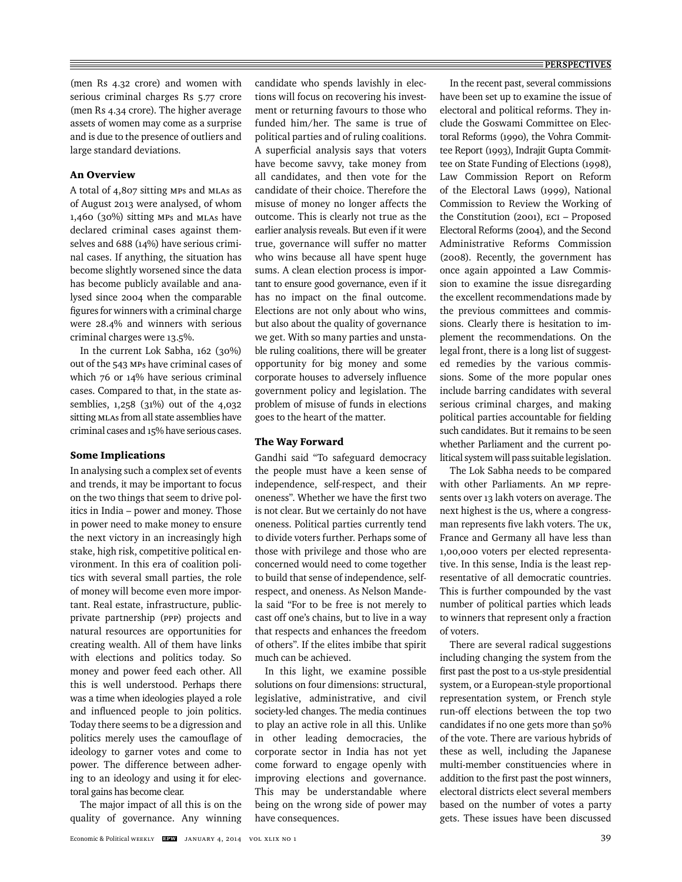(men Rs 4.32 crore) and women with serious criminal charges Rs 5.77 crore (men Rs 4.34 crore). The higher average assets of women may come as a surprise and is due to the presence of outliers and large standard deviations.

### An Overview

A total of 4,807 sitting MPs and MLAs as of August 2013 were analysed, of whom 1,460 (30%) sitting MPs and MLAs have declared criminal cases against themselves and 688 (14%) have serious criminal cases. If anything, the situation has become slightly worsened since the data has become publicly available and analysed since 2004 when the comparable figures for winners with a criminal charge were 28.4% and winners with serious criminal charges were 13.5%.

In the current Lok Sabha, 162 (30%) out of the 543 MPs have criminal cases of which 76 or 14% have serious criminal cases. Compared to that, in the state assemblies, 1,258 (31%) out of the 4,032 sitting MLAs from all state assemblies have criminal cases and 15% have serious cases.

### Some Implications

In analysing such a complex set of events and trends, it may be important to focus on the two things that seem to drive politics in India – power and money. Those in power need to make money to ensure the next victory in an increasingly high stake, high risk, competitive political environment. In this era of coalition politics with several small parties, the role of money will become even more important. Real estate, infrastructure, public-private partnership (PPP) projects and natural resources are opportunities for creating wealth. All of them have links with elections and politics today. So money and power feed each other. All this is well understood. Perhaps there was a time when ideologies played a role and influenced people to join politics. Today there seems to be a digression and politics merely uses the camouflage of ideology to garner votes and come to power. The difference between adhering to an ideology and using it for electoral gains has become clear.

The major impact of all this is on the quality of governance. Any winning candidate who spends lavishly in elections will focus on recovering his investment or returning favours to those who funded him/her. The same is true of political parties and of ruling coalitions. A superficial analysis says that voters have become savvy, take money from all candidates, and then vote for the candidate of their choice. Therefore the misuse of money no longer affects the outcome. This is clearly not true as the earlier analysis reveals. But even if it were true, governance will suffer no matter who wins because all have spent huge sums. A clean election process is important to ensure good governance, even if it has no impact on the final outcome. Elections are not only about who wins, but also about the quality of governance we get. With so many parties and unstable ruling coalitions, there will be greater opportunity for big money and some corporate houses to adversely influence government policy and legislation. The problem of misuse of funds in elections goes to the heart of the matter.

### The Way Forward

Gandhi said "To safeguard democracy the people must have a keen sense of independence, self-respect, and their oneness". Whether we have the first two is not clear. But we certainly do not have oneness. Political parties currently tend to divide voters further. Perhaps some of those with privilege and those who are concerned would need to come together to build that sense of independence, self-respect, and oneness. As Nelson Mandela said "For to be free is not merely to cast off one's chains, but to live in a way that respects and enhances the freedom of others". If the elites imbibe that spirit much can be achieved.

In this light, we examine possible solutions on four dimensions: structural, legislative, administrative, and civil society-led changes. The media continues to play an active role in all this. Unlike in other leading democracies, the corporate sector in India has not yet come forward to engage openly with improving elections and governance. This may be understandable where being on the wrong side of power may have consequences.

In the recent past, several commissions have been set up to examine the issue of electoral and political reforms. They include the Goswami Committee on Electoral Reforms (1990), the Vohra Committee Report (1993), Indrajit Gupta Committee on State Funding of Elections (1998), Law Commission Report on Reform of the Electoral Laws (1999), National Commission to Review the Working of the Constitution (2001), ECI – Proposed Electoral Reforms (2004), and the Second Administrative Reforms Commission (2008). Recently, the government has once again appointed a Law Commission to examine the issue disregarding the excellent recommendations made by the previous committees and commissions. Clearly there is hesitation to implement the recommendations. On the legal front, there is a long list of suggested remedies by the various commissions. Some of the more popular ones include barring candidates with several serious criminal charges, and making political parties accountable for fielding such candidates. But it remains to be seen whether Parliament and the current political system will pass suitable legislation.

The Lok Sabha needs to be compared with other Parliaments. An MP represents over 13 lakh voters on average. The next highest is the US, where a congressman represents five lakh voters. The UK, France and Germany all have less than 1,00,000 voters per elected representative. In this sense, India is the least representative of all democratic countries. This is further compounded by the vast number of political parties which leads to winners that represent only a fraction of voters.

There are several radical suggestions including changing the system from the first past the post to a US-style presidential system, or a European-style proportional representation system, or French style run-off elections between the top two candidates if no one gets more than 50% of the vote. There are various hybrids of these as well, including the Japanese multi-member constituencies where in addition to the first past the post winners, electoral districts elect several members based on the number of votes a party gets. These issues have been discussed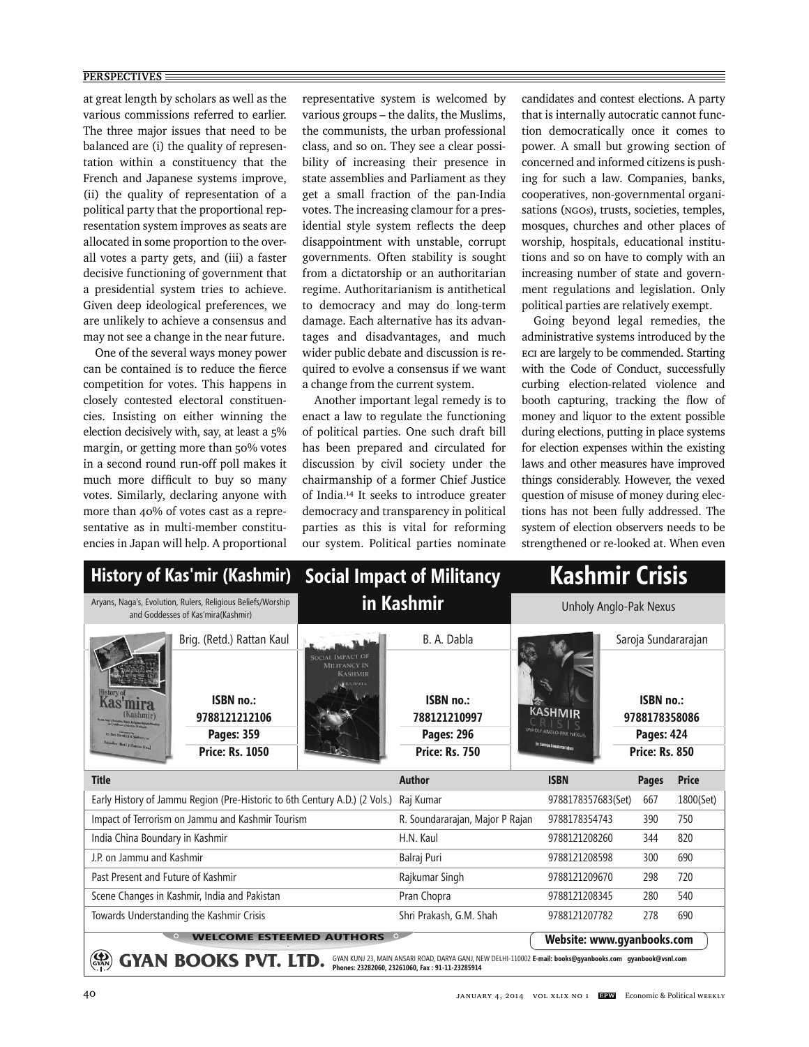at great length by scholars as well as the various commissions referred to earlier. The three major issues that need to be balanced are (i) the quality of representation within a constituency that the French and Japanese systems improve, (ii) the quality of representation of a political party that the proportional representation system improves as seats are allocated in some proportion to the overall votes a party gets, and (iii) a faster decisive functioning of government that a presidential system tries to achieve. Given deep ideological preferences, we are unlikely to achieve a consensus and may not see a change in the near future.

One of the several ways money power can be contained is to reduce the fierce competition for votes. This happens in closely contested electoral constituencies. Insisting on either winning the election decisively with, say, at least a 5% margin, or getting more than 50% votes in a second round run-off poll makes it much more difficult to buy so many votes. Similarly, declaring anyone with more than 40% of votes cast as a representative as in multi-member constituencies in Japan will help. A proportional representative system is welcomed by various groups – the dalits, the Muslims, the communists, the urban professional class, and so on. They see a clear possibility of increasing their presence in state assemblies and Parliament as they get a small fraction of the pan-India votes. The increasing clamour for a presidential style system reflects the deep disappointment with unstable, corrupt governments. Often stability is sought from a dictatorship or an authoritarian regime. Authoritarianism is antithetical to democracy and may do long-term damage. Each alternative has its advantages and disadvantages, and much wider public debate and discussion is required to evolve a consensus if we want a change from the current system.

Another important legal remedy is to enact a law to regulate the functioning of political parties. One such draft bill has been prepared and circulated for discussion by civil society under the chairmanship of a former Chief Justice of India.[14] It seeks to introduce greater democracy and transparency in political parties as this is vital for reforming our system. Political parties nominate candidates and contest elections. A party that is internally autocratic cannot function democratically once it comes to power. A small but growing section of concerned and informed citizens is pushing for such a law. Companies, banks, cooperatives, non-governmental organisations (NGOs), trusts, societies, temples, mosques, churches and other places of worship, hospitals, educational institutions and so on have to comply with an increasing number of state and government regulations and legislation. Only political parties are relatively exempt.

Going beyond legal remedies, the administrative systems introduced by the ECI are largely to be commended. Starting with the Code of Conduct, successfully curbing election-related violence and booth capturing, tracking the flow of money and liquor to the extent possible during elections, putting in place systems for election expenses within the existing laws and other measures have improved things considerably. However, the vexed question of misuse of money during elections has not been fully addressed. The system of election observers needs to be strengthened or re-looked at. When even

## History of Kas'mir (Kashmir)

Aryans, Naga's, Evolution, Rulers, Religious Beliefs/Worship and Goddesses of Kas'mira(Kashmir)

Brig. (Retd.) Rattan Kaul

**ISBN no.: 9788121212106**
**Pages: 359**
**Price: Rs. 1050**

## Social Impact of Militancy in Kashmir

B. A. Dabla

**ISBN no.: 788121210997**
**Pages: 296**
**Price: Rs. 750**

## Kashmir Crisis

Unholy Anglo-Pak Nexus

Saroja Sundararajan

**ISBN no.: 9788178358086**
**Pages: 424**
**Price: Rs. 850**

| Title | Author | ISBN | Pages | Price |
|---|---|---|---|---|
| Early History of Jammu Region (Pre-Historic to 6th Century A.D.) (2 Vols.) | Raj Kumar | 9788178357683(Set) | 667 | 1800(Set) |
| Impact of Terrorism on Jammu and Kashmir Tourism | R. Soundararajan, Major P Rajan | 9788178354743 | 390 | 750 |
| India China Boundary in Kashmir | H.N. Kaul | 9788121208260 | 344 | 820 |
| J.P. on Jammu and Kashmir | Balraj Puri | 9788121208598 | 300 | 690 |
| Past Present and Future of Kashmir | Rajkumar Singh | 9788121209670 | 298 | 720 |
| Scene Changes in Kashmir, India and Pakistan | Pran Chopra | 9788121208345 | 280 | 540 |
| Towards Understanding the Kashmir Crisis | Shri Prakash, G.M. Shah | 9788121207782 | 278 | 690 |

WELCOME ESTEEMED AUTHORS

Website: www.gyanbooks.com

**GYAN BOOKS PVT. LTD.** GYAN KUNJ 23, MAIN ANSARI ROAD, DARYA GANJ, NEW DELHI-110002 E-mail: books@gyanbooks.com gyanbook@vsnl.com Phones: 23282060, 23261060, Fax : 91-11-23285914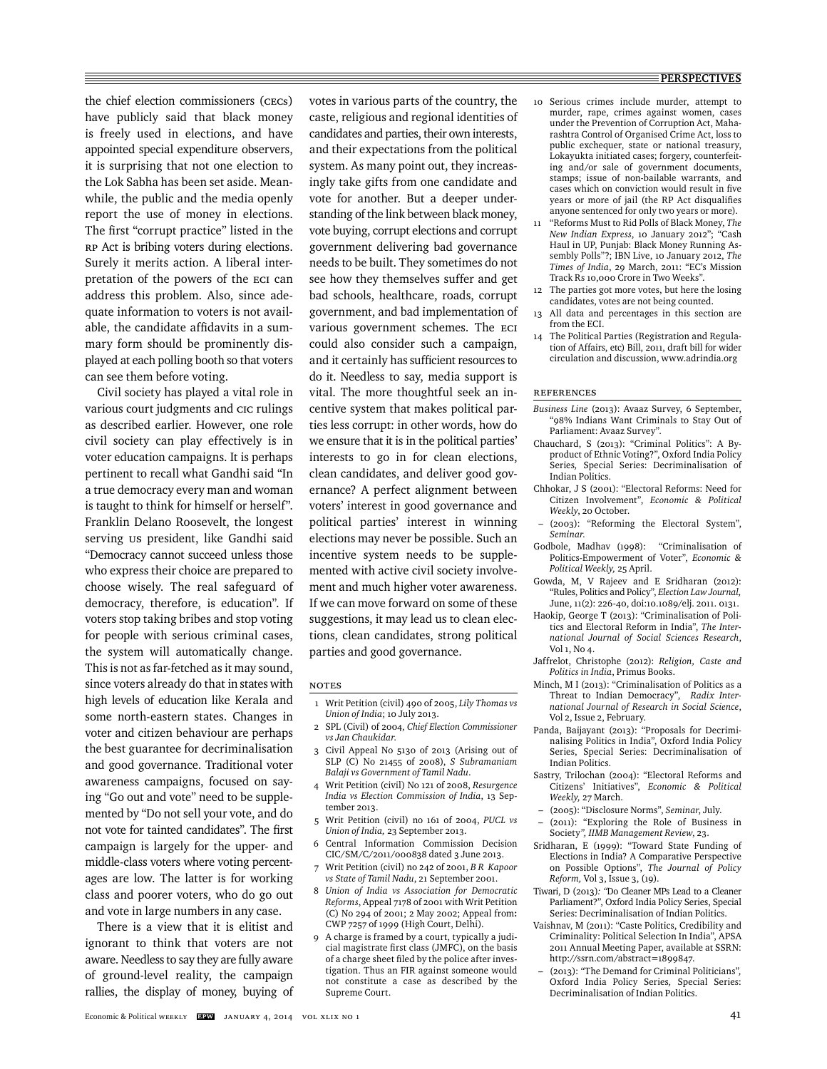the chief election commissioners (CECs) have publicly said that black money is freely used in elections, and have appointed special expenditure observers, it is surprising that not one election to the Lok Sabha has been set aside. Meanwhile, the public and the media openly report the use of money in elections. The first "corrupt practice" listed in the RP Act is bribing voters during elections. Surely it merits action. A liberal interpretation of the powers of the ECI can address this problem. Also, since adequate information to voters is not available, the candidate affidavits in a summary form should be prominently displayed at each polling booth so that voters can see them before voting.

Civil society has played a vital role in various court judgments and CIC rulings as described earlier. However, one role civil society can play effectively is in voter education campaigns. It is perhaps pertinent to recall what Gandhi said "In a true democracy every man and woman is taught to think for himself or herself". Franklin Delano Roosevelt, the longest serving US president, like Gandhi said "Democracy cannot succeed unless those who express their choice are prepared to choose wisely. The real safeguard of democracy, therefore, is education". If voters stop taking bribes and stop voting for people with serious criminal cases, the system will automatically change. This is not as far-fetched as it may sound, since voters already do that in states with high levels of education like Kerala and some north-eastern states. Changes in voter and citizen behaviour are perhaps the best guarantee for decriminalisation and good governance. Traditional voter awareness campaigns, focused on saying "Go out and vote" need to be supplemented by "Do not sell your vote, and do not vote for tainted candidates". The first campaign is largely for the upper- and middle-class voters where voting percentages are low. The latter is for working class and poorer voters, who do go out and vote in large numbers in any case.

There is a view that it is elitist and ignorant to think that voters are not aware. Needless to say they are fully aware of ground-level reality, the campaign rallies, the display of money, buying of votes in various parts of the country, the caste, religious and regional identities of candidates and parties, their own interests, and their expectations from the political system. As many point out, they increasingly take gifts from one candidate and vote for another. But a deeper understanding of the link between black money, vote buying, corrupt elections and corrupt government delivering bad governance needs to be built. They sometimes do not see how they themselves suffer and get bad schools, healthcare, roads, corrupt government, and bad implementation of various government schemes. The ECI could also consider such a campaign, and it certainly has sufficient resources to do it. Needless to say, media support is vital. The more thoughtful seek an incentive system that makes political parties less corrupt: in other words, how do we ensure that it is in the political parties' interests to go in for clean elections, clean candidates, and deliver good governance? A perfect alignment between voters' interest in good governance and political parties' interest in winning elections may never be possible. Such an incentive system needs to be supplemented with active civil society involvement and much higher voter awareness. If we can move forward on some of these suggestions, it may lead us to clean elections, clean candidates, strong political parties and good governance.

## Notes

1. Writ Petition (civil) 490 of 2005, *Lily Thomas vs Union of India*; 10 July 2013.
2. SPL (Civil) of 2004, *Chief Election Commissioner vs Jan Chaukidar.*
3. Civil Appeal No 5130 of 2013 (Arising out of SLP (C) No 21455 of 2008), *S Subramaniam Balaji vs Government of Tamil Nadu*.
4. Writ Petition (civil) No 121 of 2008, *Resurgence India vs Election Commission of India*, 13 September 2013.
5. Writ Petition (civil) no 161 of 2004, *PUCL vs Union of India,* 23 September 2013.
6. Central Information Commission Decision CIC/SM/C/2011/000838 dated 3 June 2013.
7. Writ Petition (civil) no 242 of 2001, *B R Kapoor vs State of Tamil Nadu*, 21 September 2001.
8. *Union of India vs Association for Democratic Reforms*, Appeal 7178 of 2001 with Writ Petition (C) No 294 of 2001; 2 May 2002; Appeal from: CWP 7257 of 1999 (High Court, Delhi).
9. A charge is framed by a court, typically a judicial magistrate first class (JMFC), on the basis of a charge sheet filed by the police after investigation. Thus an FIR against someone would not constitute a case as described by the Supreme Court.
10. Serious crimes include murder, attempt to murder, rape, crimes against women, cases under the Prevention of Corruption Act, Maharashtra Control of Organised Crime Act, loss to public exchequer, state or national treasury, Lokayukta initiated cases; forgery, counterfeiting and/or sale of government documents, stamps; issue of non-bailable warrants, and cases which on conviction would result in five years or more of jail (the RP Act disqualifies anyone sentenced for only two years or more).
11. "Reforms Must to Rid Polls of Black Money, *The New Indian Express*, 10 January 2012"; "Cash Haul in UP, Punjab: Black Money Running Assembly Polls"?; IBN Live, 10 January 2012, *The Times of India*, 29 March, 2011: "EC's Mission Track Rs 10,000 Crore in Two Weeks".
12. The parties got more votes, but here the losing candidates, votes are not being counted.
13. All data and percentages in this section are from the ECI.
14. The Political Parties (Registration and Regulation of Affairs, etc) Bill, 2011, draft bill for wider circulation and discussion, www.adrindia.org

## References

*Business Line* (2013): Avaaz Survey, 6 September, "98% Indians Want Criminals to Stay Out of Parliament: Avaaz Survey".

Chauchard, S (2013): "Criminal Politics": A By-product of Ethnic Voting?", Oxford India Policy Series, Special Series: Decriminalisation of Indian Politics.

Chhokar, J S (2001): "Electoral Reforms: Need for Citizen Involvement", *Economic & Political Weekly*, 20 October.

– (2003): "Reforming the Electoral System", *Seminar.*

Godbole, Madhav (1998): "Criminalisation of Politics-Empowerment of Voter", *Economic & Political Weekly,* 25 April.

Gowda, M, V Rajeev and E Sridharan (2012): "Rules, Politics and Policy", *Election Law Journal,* June, 11(2): 226-40, doi:10.1089/elj. 2011. 0131.

Haokip, George T (2013): "Criminalisation of Politics and Electoral Reform in India", *The International Journal of Social Sciences Research*, Vol 1, No 4.

Jaffrelot, Christophe (2012): *Religion, Caste and Politics in India*, Primus Books.

Minch, M I (2013): "Criminalisation of Politics as a Threat to Indian Democracy", *Radix International Journal of Research in Social Science*, Vol 2, Issue 2, February.

Panda, Baijayant (2013): "Proposals for Decriminalising Politics in India", Oxford India Policy Series, Special Series: Decriminalisation of Indian Politics.

Sastry, Trilochan (2004): "Electoral Reforms and Citizens' Initiatives", *Economic & Political Weekly,* 27 March.

– (2005): "Disclosure Norms", *Seminar,* July.

– (2011): "Exploring the Role of Business in Society", *IIMB Management Review*, 23.

Sridharan, E (1999): "Toward State Funding of Elections in India? A Comparative Perspective on Possible Options", *The Journal of Policy Reform,* Vol 3, Issue 3, (19).

Tiwari, D (2013): "Do Cleaner MPs Lead to a Cleaner Parliament?", Oxford India Policy Series, Special Series: Decriminalisation of Indian Politics.

Vaishnav, M (2011): "Caste Politics, Credibility and Criminality: Political Selection In India", APSA 2011 Annual Meeting Paper, available at SSRN: http://ssrn.com/abstract=1899847.

– (2013): "The Demand for Criminal Politicians", Oxford India Policy Series, Special Series: Decriminalisation of Indian Politics.